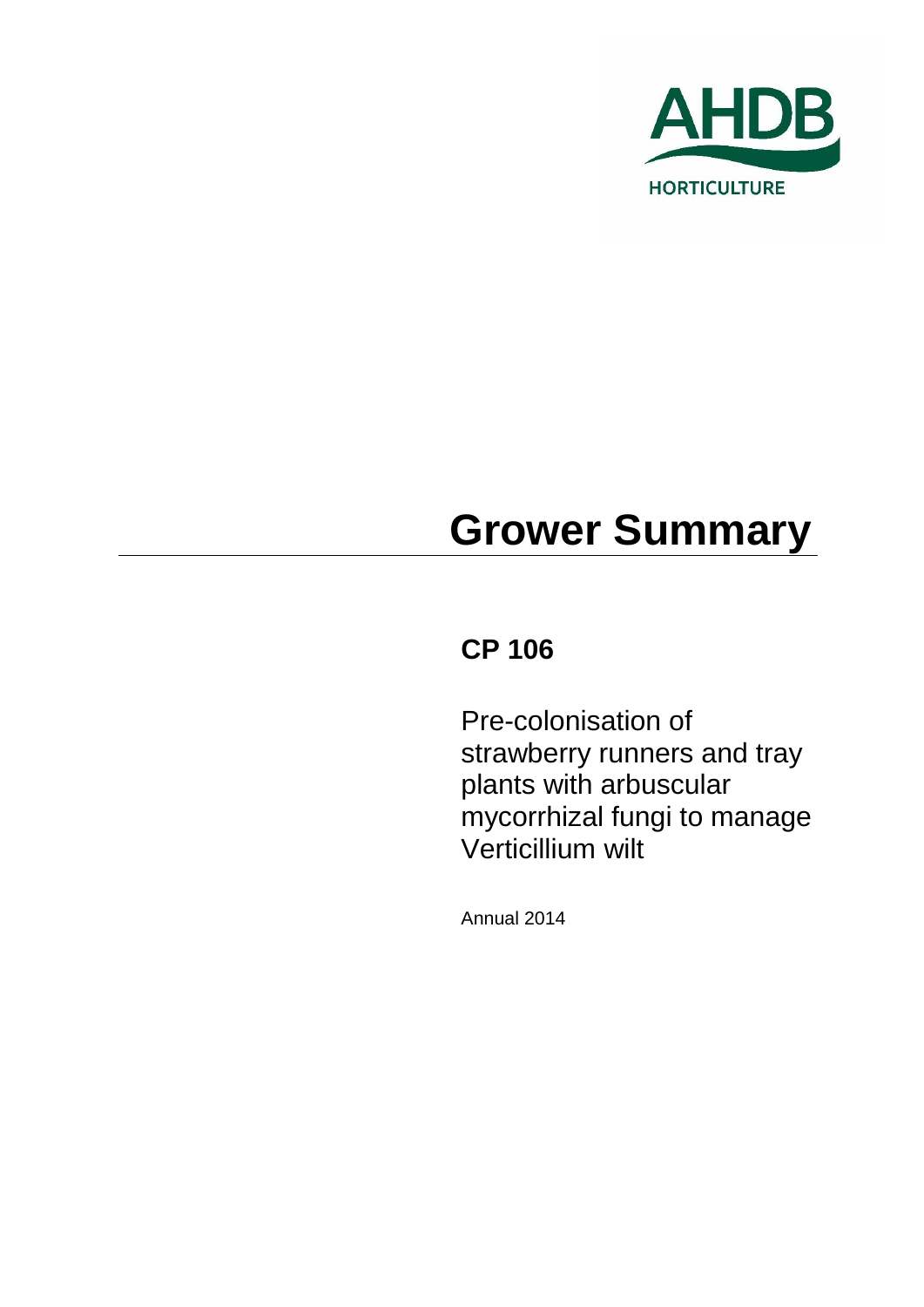AHDB

HORTICULTURE

# Grower Summary

## CP 106

Pre-colonisation of strawberry runners and tray plants with arbuscular mycorrhizal fungi to manage Verticillium wilt

Annual 2014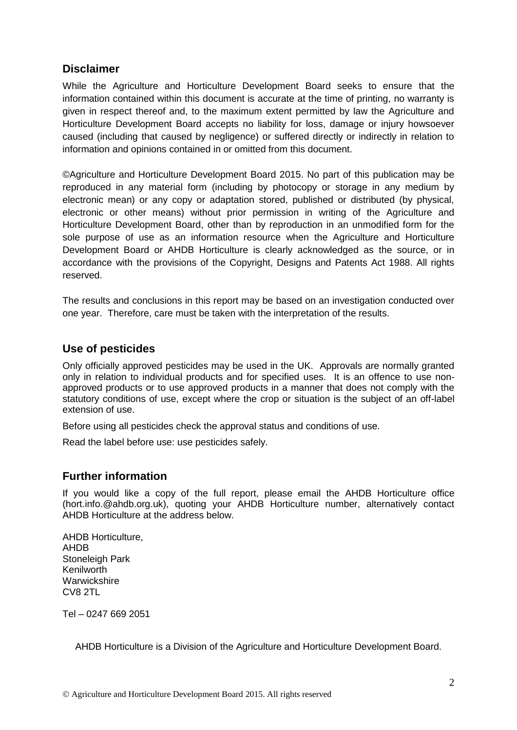## Disclaimer

While the Agriculture and Horticulture Development Board seeks to ensure that the information contained within this document is accurate at the time of printing, no warranty is given in respect thereof and, to the maximum extent permitted by law the Agriculture and Horticulture Development Board accepts no liability for loss, damage or injury howsoever caused (including that caused by negligence) or suffered directly or indirectly in relation to information and opinions contained in or omitted from this document.

©Agriculture and Horticulture Development Board 2015. No part of this publication may be reproduced in any material form (including by photocopy or storage in any medium by electronic mean) or any copy or adaptation stored, published or distributed (by physical, electronic or other means) without prior permission in writing of the Agriculture and Horticulture Development Board, other than by reproduction in an unmodified form for the sole purpose of use as an information resource when the Agriculture and Horticulture Development Board or AHDB Horticulture is clearly acknowledged as the source, or in accordance with the provisions of the Copyright, Designs and Patents Act 1988. All rights reserved.

The results and conclusions in this report may be based on an investigation conducted over one year. Therefore, care must be taken with the interpretation of the results.

## Use of pesticides

Only officially approved pesticides may be used in the UK. Approvals are normally granted only in relation to individual products and for specified uses. It is an offence to use non-approved products or to use approved products in a manner that does not comply with the statutory conditions of use, except where the crop or situation is the subject of an off-label extension of use.

Before using all pesticides check the approval status and conditions of use.

Read the label before use: use pesticides safely.

## Further information

If you would like a copy of the full report, please email the AHDB Horticulture office (hort.info.@ahdb.org.uk), quoting your AHDB Horticulture number, alternatively contact AHDB Horticulture at the address below.

AHDB Horticulture,
AHDB
Stoneleigh Park
Kenilworth
Warwickshire
CV8 2TL

Tel – 0247 669 2051

AHDB Horticulture is a Division of the Agriculture and Horticulture Development Board.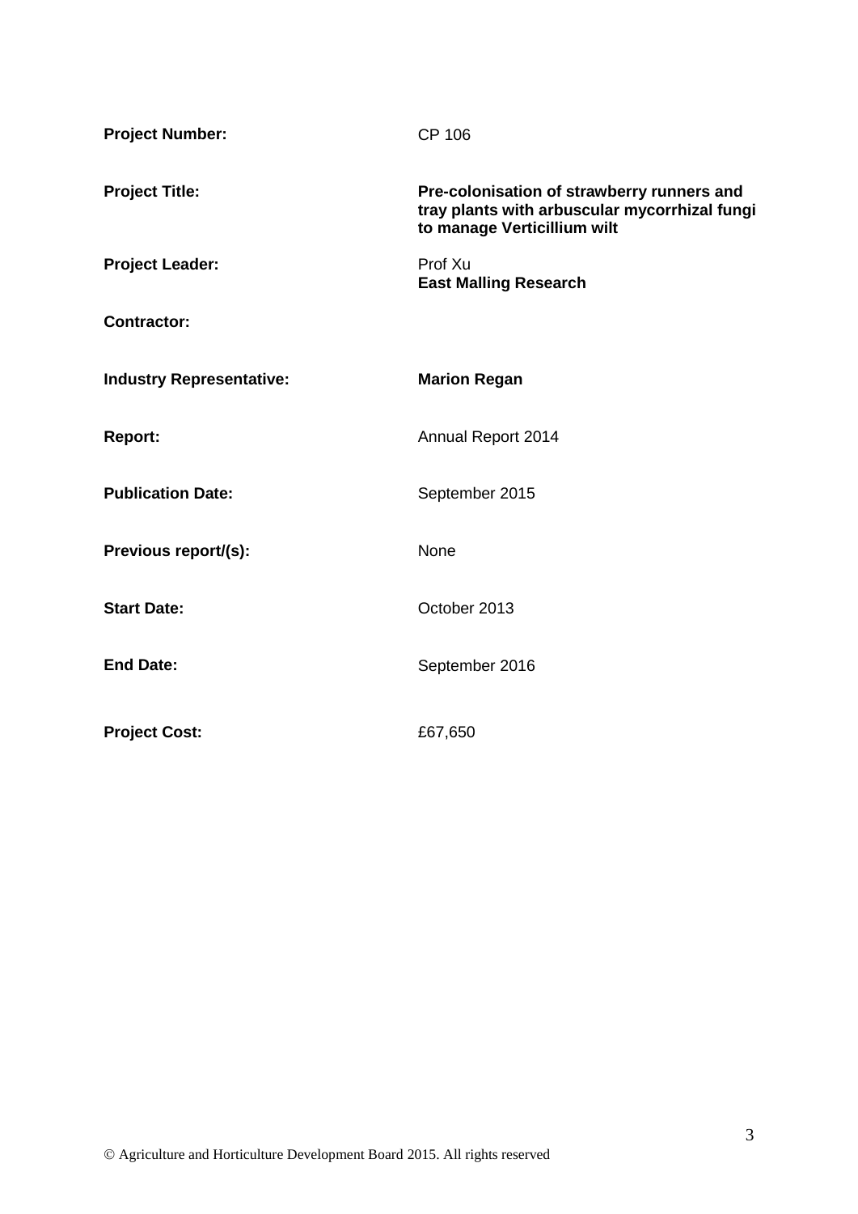| | |
|---|---|
| **Project Number:** | CP 106 |
| **Project Title:** | **Pre-colonisation of strawberry runners and tray plants with arbuscular mycorrhizal fungi to manage Verticillium wilt** |
| **Project Leader:** | Prof Xu<br>**East Malling Research** |
| **Contractor:** | |
| **Industry Representative:** | **Marion Regan** |
| **Report:** | Annual Report 2014 |
| **Publication Date:** | September 2015 |
| **Previous report/(s):** | None |
| **Start Date:** | October 2013 |
| **End Date:** | September 2016 |
| **Project Cost:** | £67,650 |

© Agriculture and Horticulture Development Board 2015. All rights reserved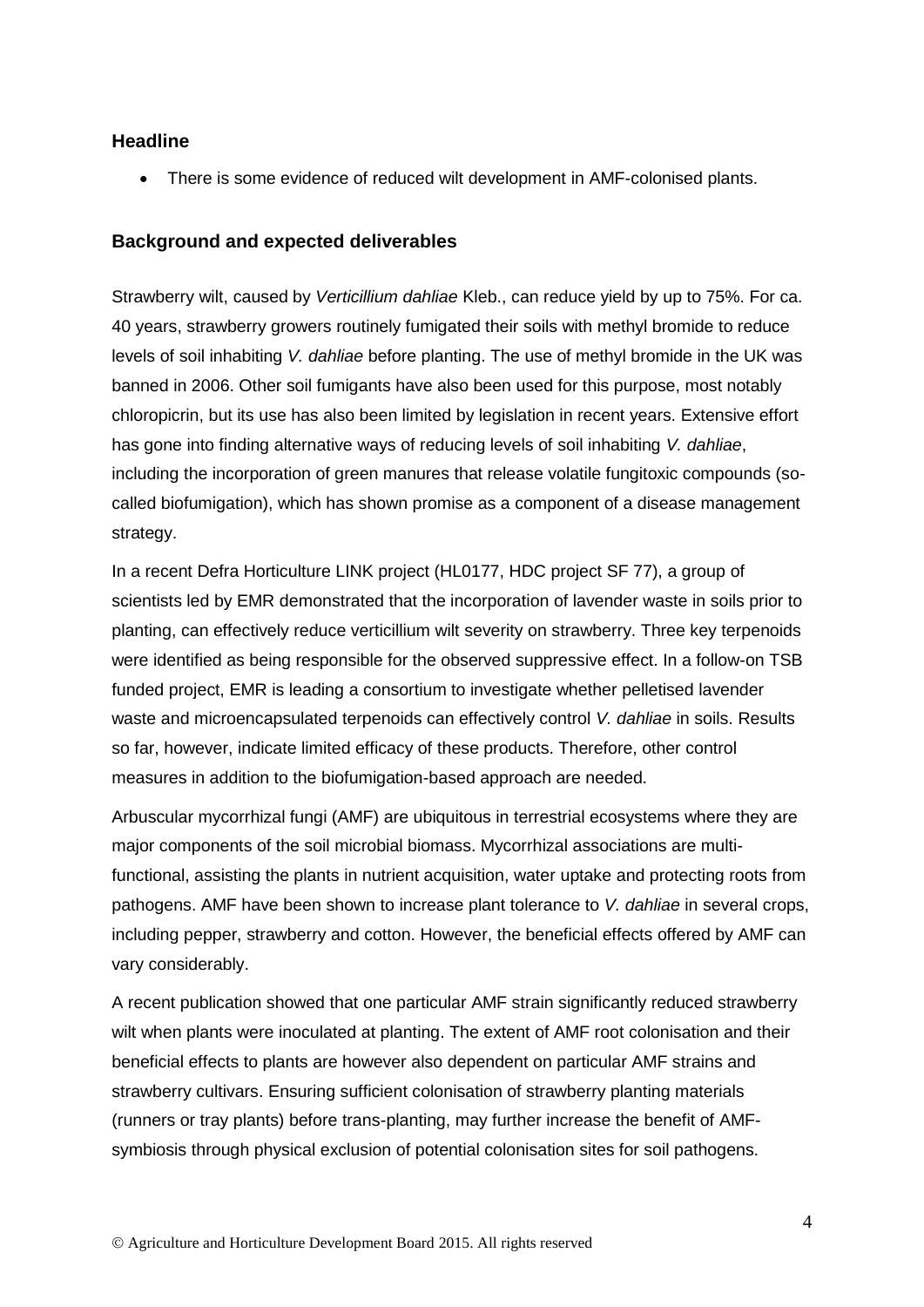## Headline

- There is some evidence of reduced wilt development in AMF-colonised plants.

## Background and expected deliverables

Strawberry wilt, caused by *Verticillium dahliae* Kleb., can reduce yield by up to 75%. For ca. 40 years, strawberry growers routinely fumigated their soils with methyl bromide to reduce levels of soil inhabiting *V. dahliae* before planting. The use of methyl bromide in the UK was banned in 2006. Other soil fumigants have also been used for this purpose, most notably chloropicrin, but its use has also been limited by legislation in recent years. Extensive effort has gone into finding alternative ways of reducing levels of soil inhabiting *V. dahliae*, including the incorporation of green manures that release volatile fungitoxic compounds (so-called biofumigation), which has shown promise as a component of a disease management strategy.

In a recent Defra Horticulture LINK project (HL0177, HDC project SF 77), a group of scientists led by EMR demonstrated that the incorporation of lavender waste in soils prior to planting, can effectively reduce verticillium wilt severity on strawberry. Three key terpenoids were identified as being responsible for the observed suppressive effect. In a follow-on TSB funded project, EMR is leading a consortium to investigate whether pelletised lavender waste and microencapsulated terpenoids can effectively control *V. dahliae* in soils. Results so far, however, indicate limited efficacy of these products. Therefore, other control measures in addition to the biofumigation-based approach are needed.

Arbuscular mycorrhizal fungi (AMF) are ubiquitous in terrestrial ecosystems where they are major components of the soil microbial biomass. Mycorrhizal associations are multi-functional, assisting the plants in nutrient acquisition, water uptake and protecting roots from pathogens. AMF have been shown to increase plant tolerance to *V. dahliae* in several crops, including pepper, strawberry and cotton. However, the beneficial effects offered by AMF can vary considerably.

A recent publication showed that one particular AMF strain significantly reduced strawberry wilt when plants were inoculated at planting. The extent of AMF root colonisation and their beneficial effects to plants are however also dependent on particular AMF strains and strawberry cultivars. Ensuring sufficient colonisation of strawberry planting materials (runners or tray plants) before trans-planting, may further increase the benefit of AMF-symbiosis through physical exclusion of potential colonisation sites for soil pathogens.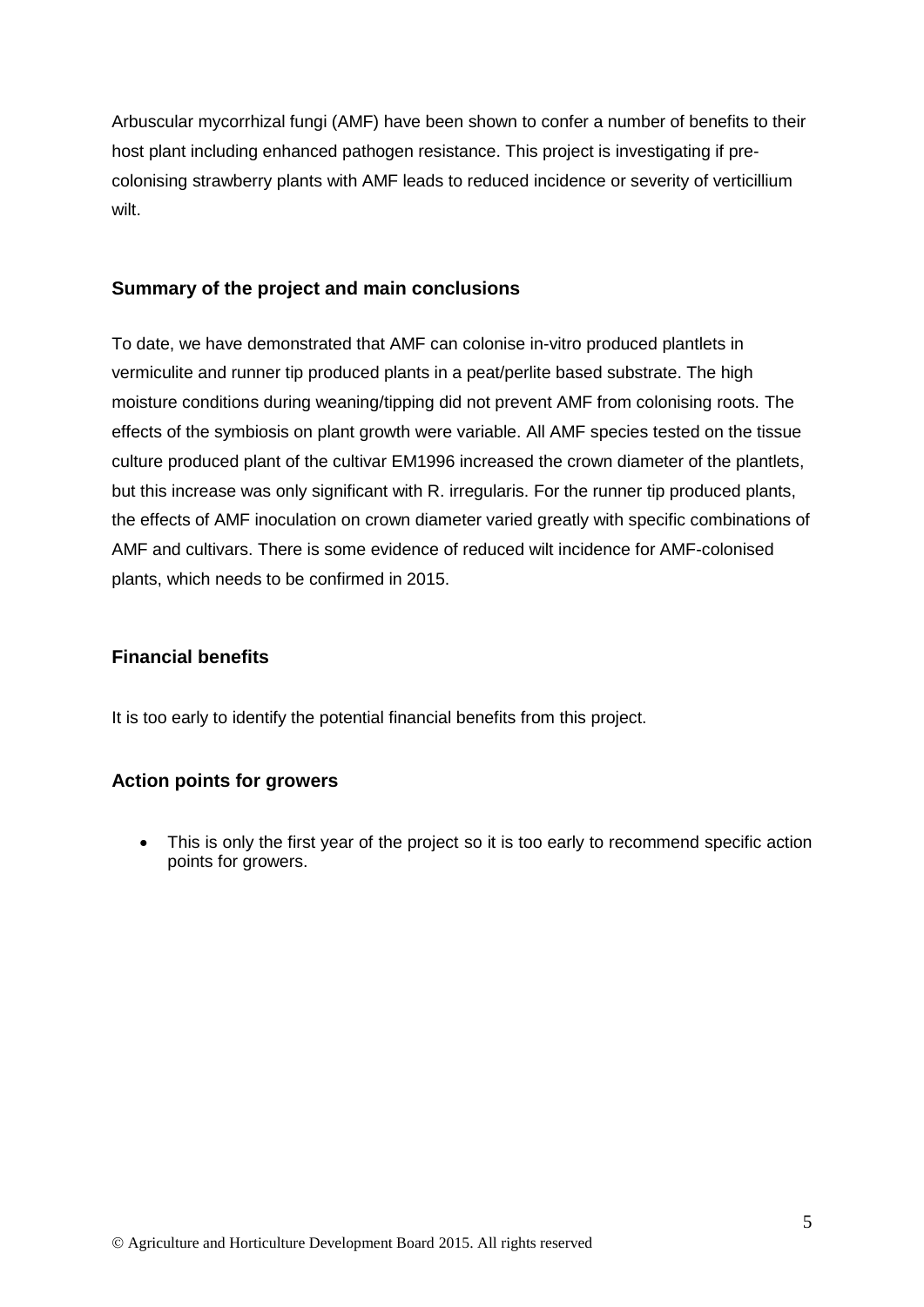Arbuscular mycorrhizal fungi (AMF) have been shown to confer a number of benefits to their host plant including enhanced pathogen resistance. This project is investigating if pre-colonising strawberry plants with AMF leads to reduced incidence or severity of verticillium wilt.

## Summary of the project and main conclusions

To date, we have demonstrated that AMF can colonise in-vitro produced plantlets in vermiculite and runner tip produced plants in a peat/perlite based substrate. The high moisture conditions during weaning/tipping did not prevent AMF from colonising roots. The effects of the symbiosis on plant growth were variable. All AMF species tested on the tissue culture produced plant of the cultivar EM1996 increased the crown diameter of the plantlets, but this increase was only significant with R. irregularis. For the runner tip produced plants, the effects of AMF inoculation on crown diameter varied greatly with specific combinations of AMF and cultivars. There is some evidence of reduced wilt incidence for AMF-colonised plants, which needs to be confirmed in 2015.

## Financial benefits

It is too early to identify the potential financial benefits from this project.

## Action points for growers

- This is only the first year of the project so it is too early to recommend specific action points for growers.